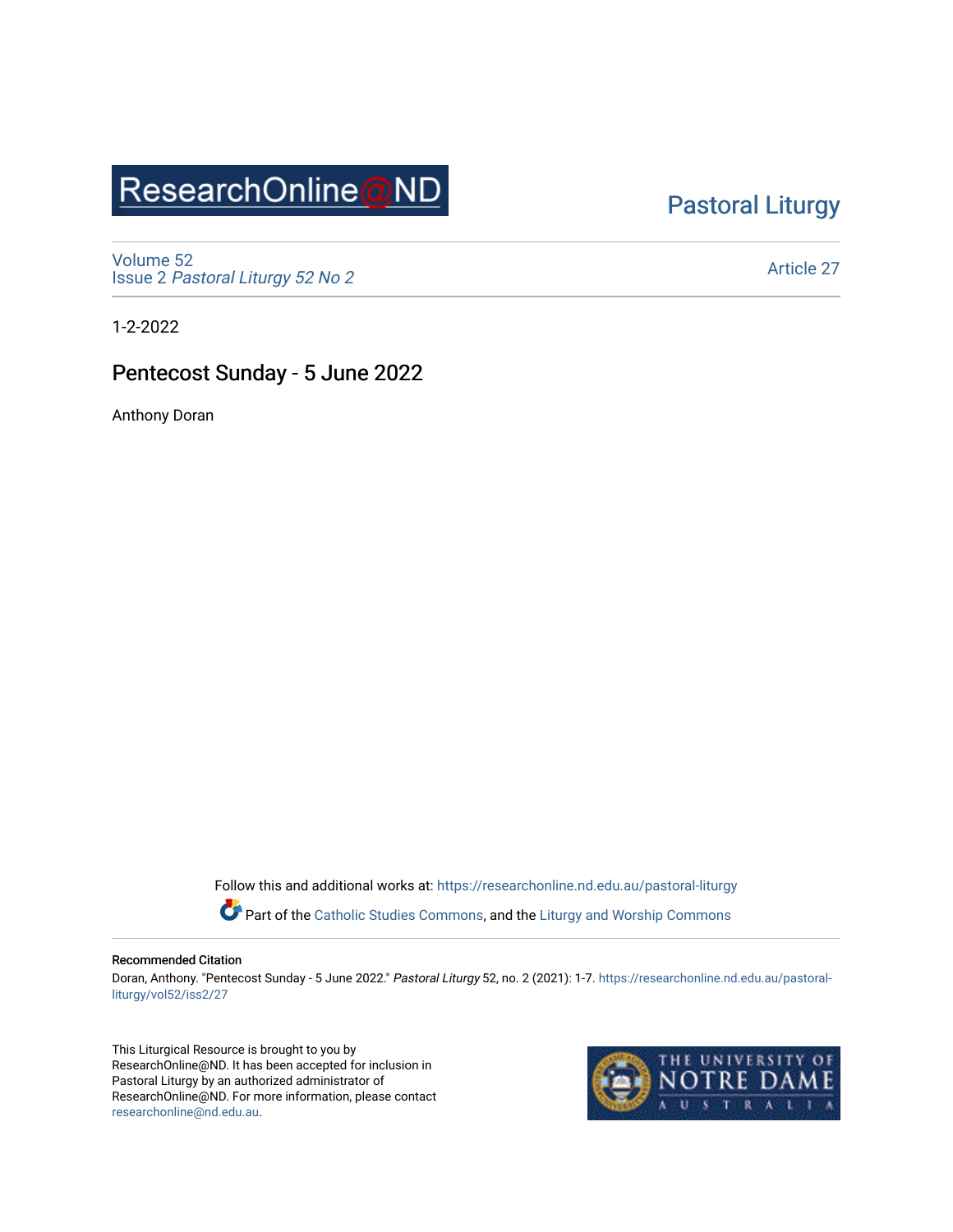ResearchOnline@ND

Pastoral Liturgy

Volume 52
Issue 2 *Pastoral Liturgy 52 No 2*

Article 27

1-2-2022

# Pentecost Sunday - 5 June 2022

Anthony Doran

Follow this and additional works at: https://researchonline.nd.edu.au/pastoral-liturgy

Part of the Catholic Studies Commons, and the Liturgy and Worship Commons

### Recommended Citation

Doran, Anthony. "Pentecost Sunday - 5 June 2022." *Pastoral Liturgy* 52, no. 2 (2021): 1-7. https://researchonline.nd.edu.au/pastoral-liturgy/vol52/iss2/27

This Liturgical Resource is brought to you by ResearchOnline@ND. It has been accepted for inclusion in Pastoral Liturgy by an authorized administrator of ResearchOnline@ND. For more information, please contact researchonline@nd.edu.au.

THE UNIVERSITY OF NOTRE DAME AUSTRALIA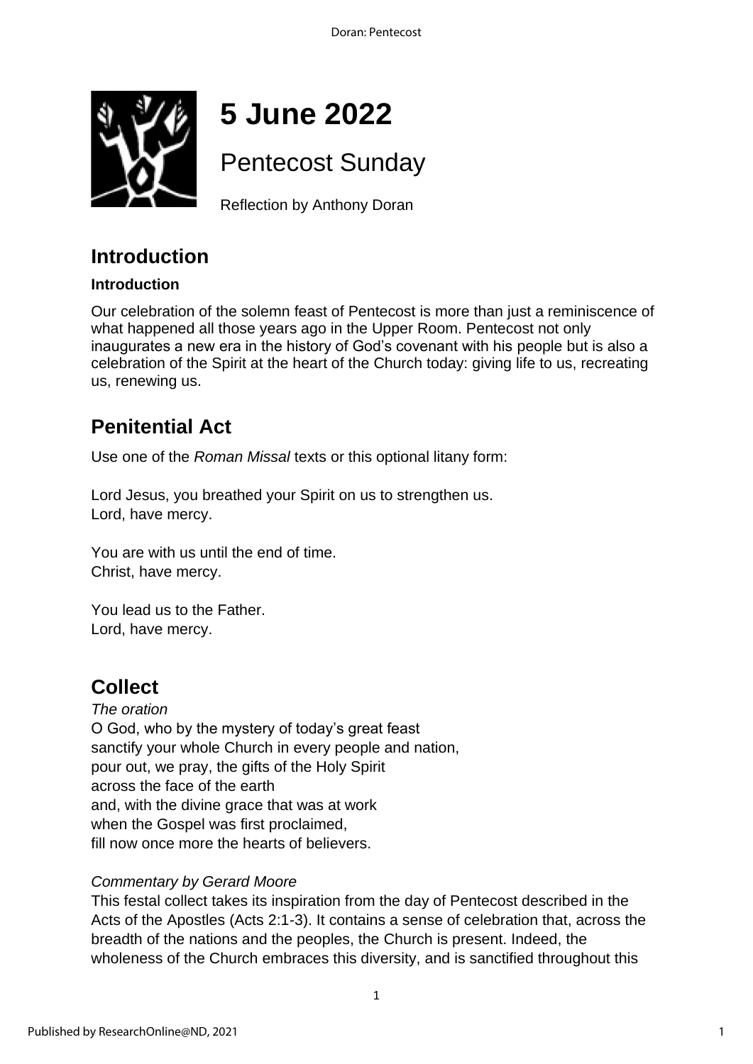# 5 June 2022

## Pentecost Sunday

Reflection by Anthony Doran

## Introduction

**Introduction**

Our celebration of the solemn feast of Pentecost is more than just a reminiscence of what happened all those years ago in the Upper Room. Pentecost not only inaugurates a new era in the history of God's covenant with his people but is also a celebration of the Spirit at the heart of the Church today: giving life to us, recreating us, renewing us.

## Penitential Act

Use one of the *Roman Missal* texts or this optional litany form:

Lord Jesus, you breathed your Spirit on us to strengthen us.
Lord, have mercy.

You are with us until the end of time.
Christ, have mercy.

You lead us to the Father.
Lord, have mercy.

## Collect

*The oration*
O God, who by the mystery of today's great feast
sanctify your whole Church in every people and nation,
pour out, we pray, the gifts of the Holy Spirit
across the face of the earth
and, with the divine grace that was at work
when the Gospel was first proclaimed,
fill now once more the hearts of believers.

*Commentary by Gerard Moore*
This festal collect takes its inspiration from the day of Pentecost described in the Acts of the Apostles (Acts 2:1-3). It contains a sense of celebration that, across the breadth of the nations and the peoples, the Church is present. Indeed, the wholeness of the Church embraces this diversity, and is sanctified throughout this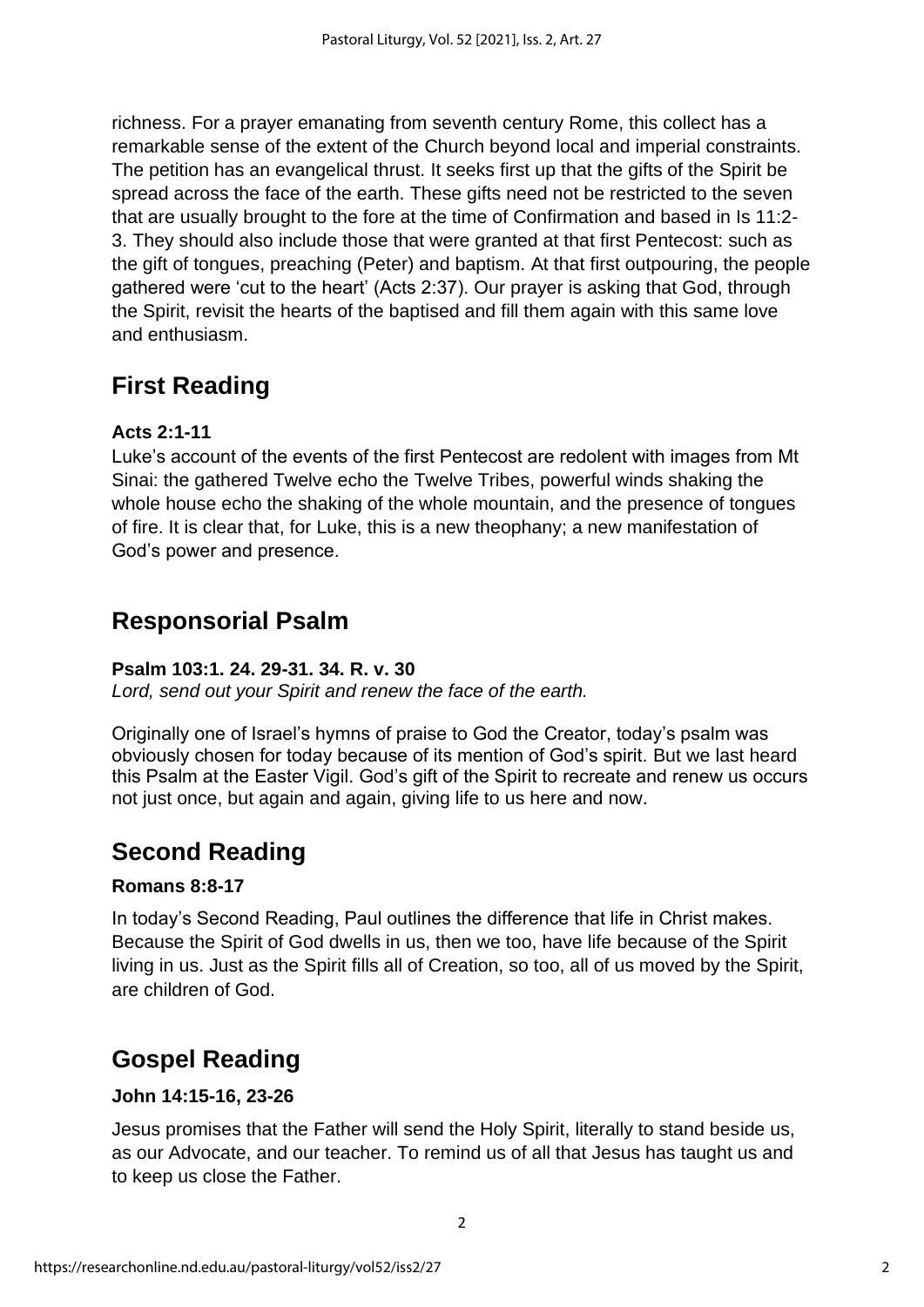richness. For a prayer emanating from seventh century Rome, this collect has a remarkable sense of the extent of the Church beyond local and imperial constraints. The petition has an evangelical thrust. It seeks first up that the gifts of the Spirit be spread across the face of the earth. These gifts need not be restricted to the seven that are usually brought to the fore at the time of Confirmation and based in Is 11:2-3. They should also include those that were granted at that first Pentecost: such as the gift of tongues, preaching (Peter) and baptism. At that first outpouring, the people gathered were 'cut to the heart' (Acts 2:37). Our prayer is asking that God, through the Spirit, revisit the hearts of the baptised and fill them again with this same love and enthusiasm.

## First Reading

**Acts 2:1-11**

Luke's account of the events of the first Pentecost are redolent with images from Mt Sinai: the gathered Twelve echo the Twelve Tribes, powerful winds shaking the whole house echo the shaking of the whole mountain, and the presence of tongues of fire. It is clear that, for Luke, this is a new theophany; a new manifestation of God's power and presence.

## Responsorial Psalm

**Psalm 103:1. 24. 29-31. 34. R. v. 30**

*Lord, send out your Spirit and renew the face of the earth.*

Originally one of Israel's hymns of praise to God the Creator, today's psalm was obviously chosen for today because of its mention of God's spirit. But we last heard this Psalm at the Easter Vigil. God's gift of the Spirit to recreate and renew us occurs not just once, but again and again, giving life to us here and now.

## Second Reading

**Romans 8:8-17**

In today's Second Reading, Paul outlines the difference that life in Christ makes. Because the Spirit of God dwells in us, then we too, have life because of the Spirit living in us. Just as the Spirit fills all of Creation, so too, all of us moved by the Spirit, are children of God.

## Gospel Reading

**John 14:15-16, 23-26**

Jesus promises that the Father will send the Holy Spirit, literally to stand beside us, as our Advocate, and our teacher. To remind us of all that Jesus has taught us and to keep us close the Father.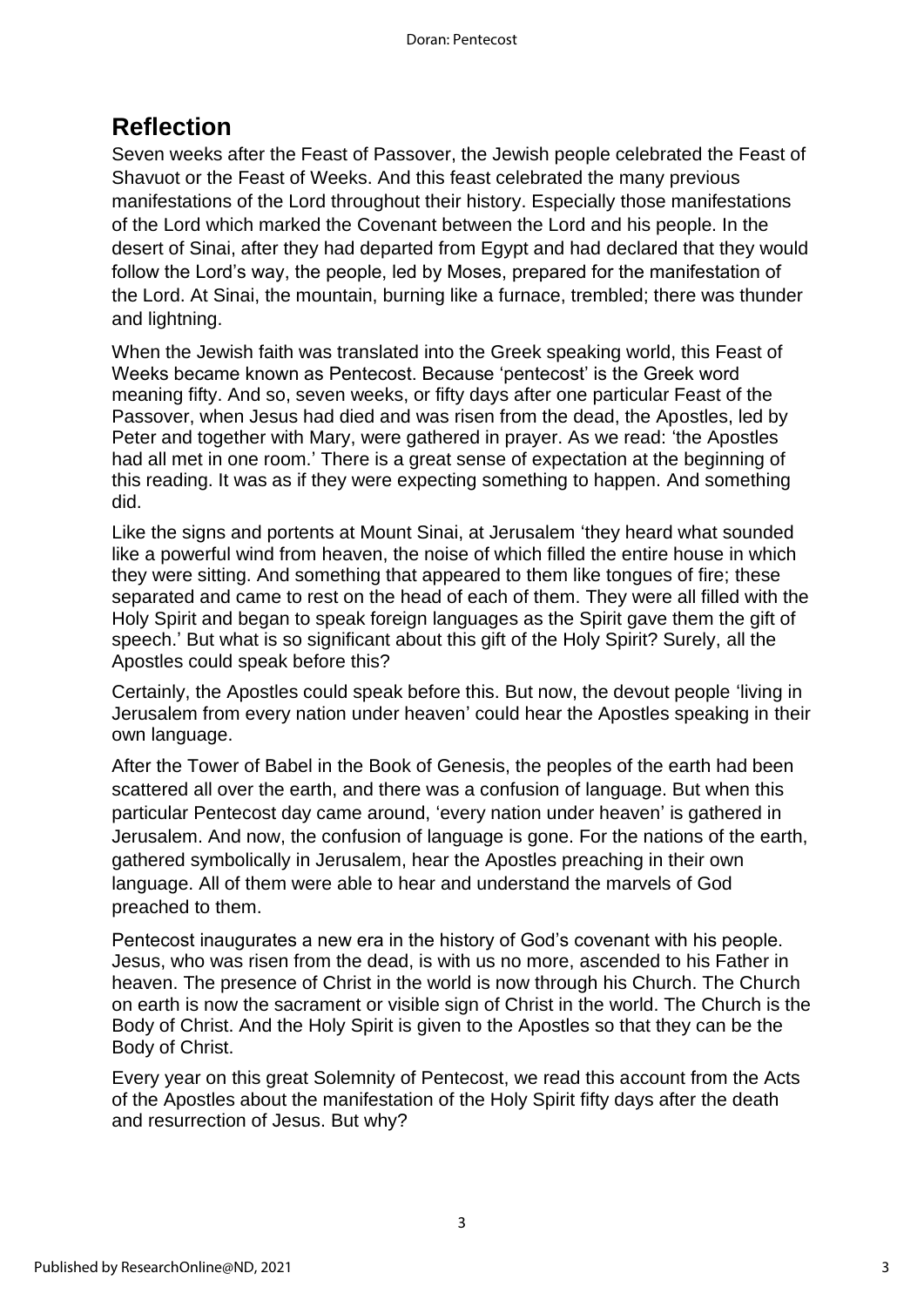## Reflection

Seven weeks after the Feast of Passover, the Jewish people celebrated the Feast of Shavuot or the Feast of Weeks. And this feast celebrated the many previous manifestations of the Lord throughout their history. Especially those manifestations of the Lord which marked the Covenant between the Lord and his people. In the desert of Sinai, after they had departed from Egypt and had declared that they would follow the Lord's way, the people, led by Moses, prepared for the manifestation of the Lord. At Sinai, the mountain, burning like a furnace, trembled; there was thunder and lightning.

When the Jewish faith was translated into the Greek speaking world, this Feast of Weeks became known as Pentecost. Because 'pentecost' is the Greek word meaning fifty. And so, seven weeks, or fifty days after one particular Feast of the Passover, when Jesus had died and was risen from the dead, the Apostles, led by Peter and together with Mary, were gathered in prayer. As we read: 'the Apostles had all met in one room.' There is a great sense of expectation at the beginning of this reading. It was as if they were expecting something to happen. And something did.

Like the signs and portents at Mount Sinai, at Jerusalem 'they heard what sounded like a powerful wind from heaven, the noise of which filled the entire house in which they were sitting. And something that appeared to them like tongues of fire; these separated and came to rest on the head of each of them. They were all filled with the Holy Spirit and began to speak foreign languages as the Spirit gave them the gift of speech.' But what is so significant about this gift of the Holy Spirit? Surely, all the Apostles could speak before this?

Certainly, the Apostles could speak before this. But now, the devout people 'living in Jerusalem from every nation under heaven' could hear the Apostles speaking in their own language.

After the Tower of Babel in the Book of Genesis, the peoples of the earth had been scattered all over the earth, and there was a confusion of language. But when this particular Pentecost day came around, 'every nation under heaven' is gathered in Jerusalem. And now, the confusion of language is gone. For the nations of the earth, gathered symbolically in Jerusalem, hear the Apostles preaching in their own language. All of them were able to hear and understand the marvels of God preached to them.

Pentecost inaugurates a new era in the history of God's covenant with his people. Jesus, who was risen from the dead, is with us no more, ascended to his Father in heaven. The presence of Christ in the world is now through his Church. The Church on earth is now the sacrament or visible sign of Christ in the world. The Church is the Body of Christ. And the Holy Spirit is given to the Apostles so that they can be the Body of Christ.

Every year on this great Solemnity of Pentecost, we read this account from the Acts of the Apostles about the manifestation of the Holy Spirit fifty days after the death and resurrection of Jesus. But why?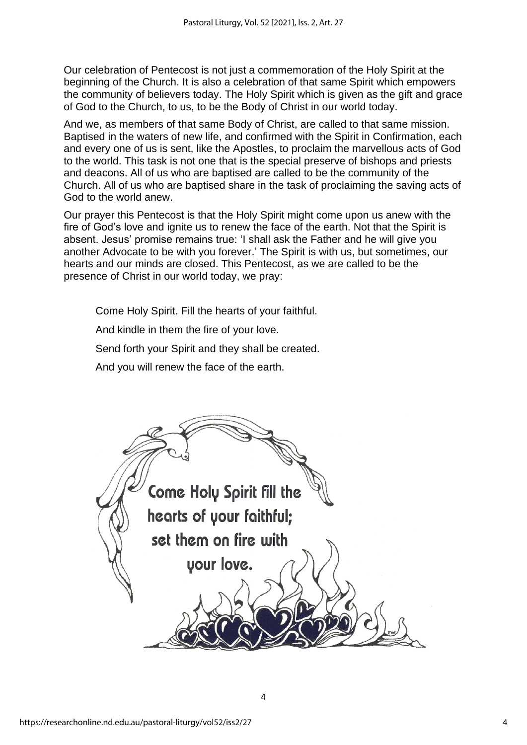Our celebration of Pentecost is not just a commemoration of the Holy Spirit at the beginning of the Church. It is also a celebration of that same Spirit which empowers the community of believers today. The Holy Spirit which is given as the gift and grace of God to the Church, to us, to be the Body of Christ in our world today.

And we, as members of that same Body of Christ, are called to that same mission. Baptised in the waters of new life, and confirmed with the Spirit in Confirmation, each and every one of us is sent, like the Apostles, to proclaim the marvellous acts of God to the world. This task is not one that is the special preserve of bishops and priests and deacons. All of us who are baptised are called to be the community of the Church. All of us who are baptised share in the task of proclaiming the saving acts of God to the world anew.

Our prayer this Pentecost is that the Holy Spirit might come upon us anew with the fire of God's love and ignite us to renew the face of the earth. Not that the Spirit is absent. Jesus' promise remains true: 'I shall ask the Father and he will give you another Advocate to be with you forever.' The Spirit is with us, but sometimes, our hearts and our minds are closed. This Pentecost, as we are called to be the presence of Christ in our world today, we pray:

> Come Holy Spirit. Fill the hearts of your faithful.
>
> And kindle in them the fire of your love.
>
> Send forth your Spirit and they shall be created.
>
> And you will renew the face of the earth.

Come Holy Spirit fill the hearts of your faithful; set them on fire with your love.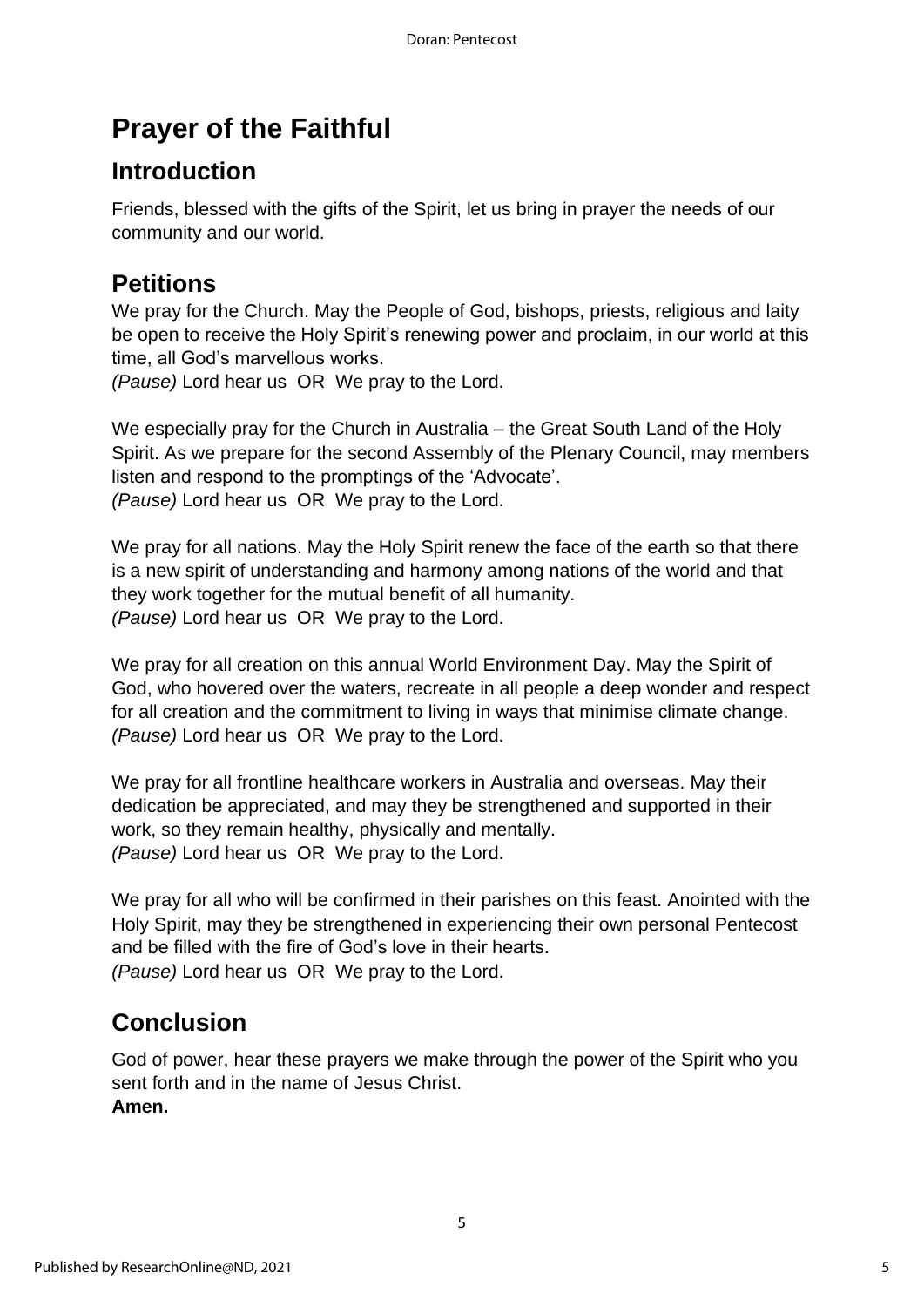# Prayer of the Faithful

## Introduction

Friends, blessed with the gifts of the Spirit, let us bring in prayer the needs of our community and our world.

## Petitions

We pray for the Church. May the People of God, bishops, priests, religious and laity be open to receive the Holy Spirit's renewing power and proclaim, in our world at this time, all God's marvellous works.
*(Pause)* Lord hear us OR We pray to the Lord.

We especially pray for the Church in Australia – the Great South Land of the Holy Spirit. As we prepare for the second Assembly of the Plenary Council, may members listen and respond to the promptings of the 'Advocate'.
*(Pause)* Lord hear us OR We pray to the Lord.

We pray for all nations. May the Holy Spirit renew the face of the earth so that there is a new spirit of understanding and harmony among nations of the world and that they work together for the mutual benefit of all humanity.
*(Pause)* Lord hear us OR We pray to the Lord.

We pray for all creation on this annual World Environment Day. May the Spirit of God, who hovered over the waters, recreate in all people a deep wonder and respect for all creation and the commitment to living in ways that minimise climate change.
*(Pause)* Lord hear us OR We pray to the Lord.

We pray for all frontline healthcare workers in Australia and overseas. May their dedication be appreciated, and may they be strengthened and supported in their work, so they remain healthy, physically and mentally.
*(Pause)* Lord hear us OR We pray to the Lord.

We pray for all who will be confirmed in their parishes on this feast. Anointed with the Holy Spirit, may they be strengthened in experiencing their own personal Pentecost and be filled with the fire of God's love in their hearts.
*(Pause)* Lord hear us OR We pray to the Lord.

## Conclusion

God of power, hear these prayers we make through the power of the Spirit who you sent forth and in the name of Jesus Christ.
**Amen.**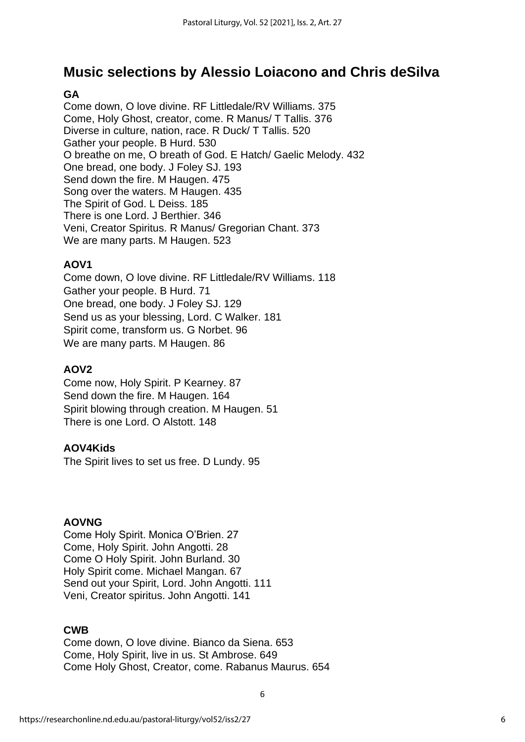## Music selections by Alessio Loiacono and Chris deSilva

**GA**

Come down, O love divine. RF Littledale/RV Williams. 375
Come, Holy Ghost, creator, come. R Manus/ T Tallis. 376
Diverse in culture, nation, race. R Duck/ T Tallis. 520
Gather your people. B Hurd. 530
O breathe on me, O breath of God. E Hatch/ Gaelic Melody. 432
One bread, one body. J Foley SJ. 193
Send down the fire. M Haugen. 475
Song over the waters. M Haugen. 435
The Spirit of God. L Deiss. 185
There is one Lord. J Berthier. 346
Veni, Creator Spiritus. R Manus/ Gregorian Chant. 373
We are many parts. M Haugen. 523

**AOV1**

Come down, O love divine. RF Littledale/RV Williams. 118
Gather your people. B Hurd. 71
One bread, one body. J Foley SJ. 129
Send us as your blessing, Lord. C Walker. 181
Spirit come, transform us. G Norbet. 96
We are many parts. M Haugen. 86

**AOV2**

Come now, Holy Spirit. P Kearney. 87
Send down the fire. M Haugen. 164
Spirit blowing through creation. M Haugen. 51
There is one Lord. O Alstott. 148

**AOV4Kids**

The Spirit lives to set us free. D Lundy. 95

**AOVNG**

Come Holy Spirit. Monica O'Brien. 27
Come, Holy Spirit. John Angotti. 28
Come O Holy Spirit. John Burland. 30
Holy Spirit come. Michael Mangan. 67
Send out your Spirit, Lord. John Angotti. 111
Veni, Creator spiritus. John Angotti. 141

**CWB**

Come down, O love divine. Bianco da Siena. 653
Come, Holy Spirit, live in us. St Ambrose. 649
Come Holy Ghost, Creator, come. Rabanus Maurus. 654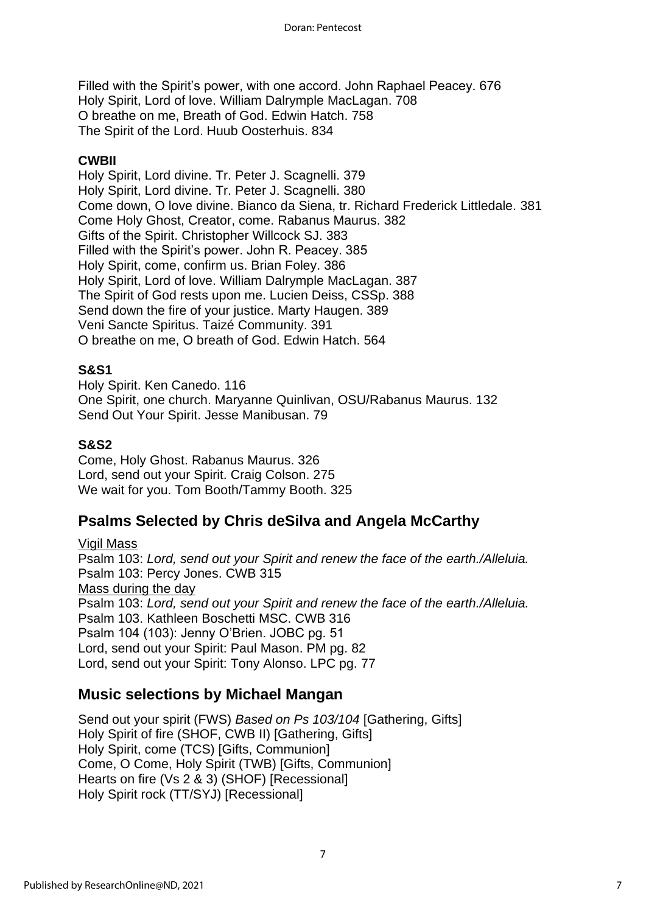Filled with the Spirit's power, with one accord. John Raphael Peacey. 676
Holy Spirit, Lord of love. William Dalrymple MacLagan. 708
O breathe on me, Breath of God. Edwin Hatch. 758
The Spirit of the Lord. Huub Oosterhuis. 834

**CWBII**

Holy Spirit, Lord divine. Tr. Peter J. Scagnelli. 379
Holy Spirit, Lord divine. Tr. Peter J. Scagnelli. 380
Come down, O love divine. Bianco da Siena, tr. Richard Frederick Littledale. 381
Come Holy Ghost, Creator, come. Rabanus Maurus. 382
Gifts of the Spirit. Christopher Willcock SJ. 383
Filled with the Spirit's power. John R. Peacey. 385
Holy Spirit, come, confirm us. Brian Foley. 386
Holy Spirit, Lord of love. William Dalrymple MacLagan. 387
The Spirit of God rests upon me. Lucien Deiss, CSSp. 388
Send down the fire of your justice. Marty Haugen. 389
Veni Sancte Spiritus. Taizé Community. 391
O breathe on me, O breath of God. Edwin Hatch. 564

**S&S1**

Holy Spirit. Ken Canedo. 116
One Spirit, one church. Maryanne Quinlivan, OSU/Rabanus Maurus. 132
Send Out Your Spirit. Jesse Manibusan. 79

**S&S2**

Come, Holy Ghost. Rabanus Maurus. 326
Lord, send out your Spirit. Craig Colson. 275
We wait for you. Tom Booth/Tammy Booth. 325

## Psalms Selected by Chris deSilva and Angela McCarthy

Vigil Mass
Psalm 103: *Lord, send out your Spirit and renew the face of the earth./Alleluia.*
Psalm 103: Percy Jones. CWB 315
Mass during the day
Psalm 103: *Lord, send out your Spirit and renew the face of the earth./Alleluia.*
Psalm 103. Kathleen Boschetti MSC. CWB 316
Psalm 104 (103): Jenny O'Brien. JOBC pg. 51
Lord, send out your Spirit: Paul Mason. PM pg. 82
Lord, send out your Spirit: Tony Alonso. LPC pg. 77

## Music selections by Michael Mangan

Send out your spirit (FWS) *Based on Ps 103/104* [Gathering, Gifts]
Holy Spirit of fire (SHOF, CWB II) [Gathering, Gifts]
Holy Spirit, come (TCS) [Gifts, Communion]
Come, O Come, Holy Spirit (TWB) [Gifts, Communion]
Hearts on fire (Vs 2 & 3) (SHOF) [Recessional]
Holy Spirit rock (TT/SYJ) [Recessional]